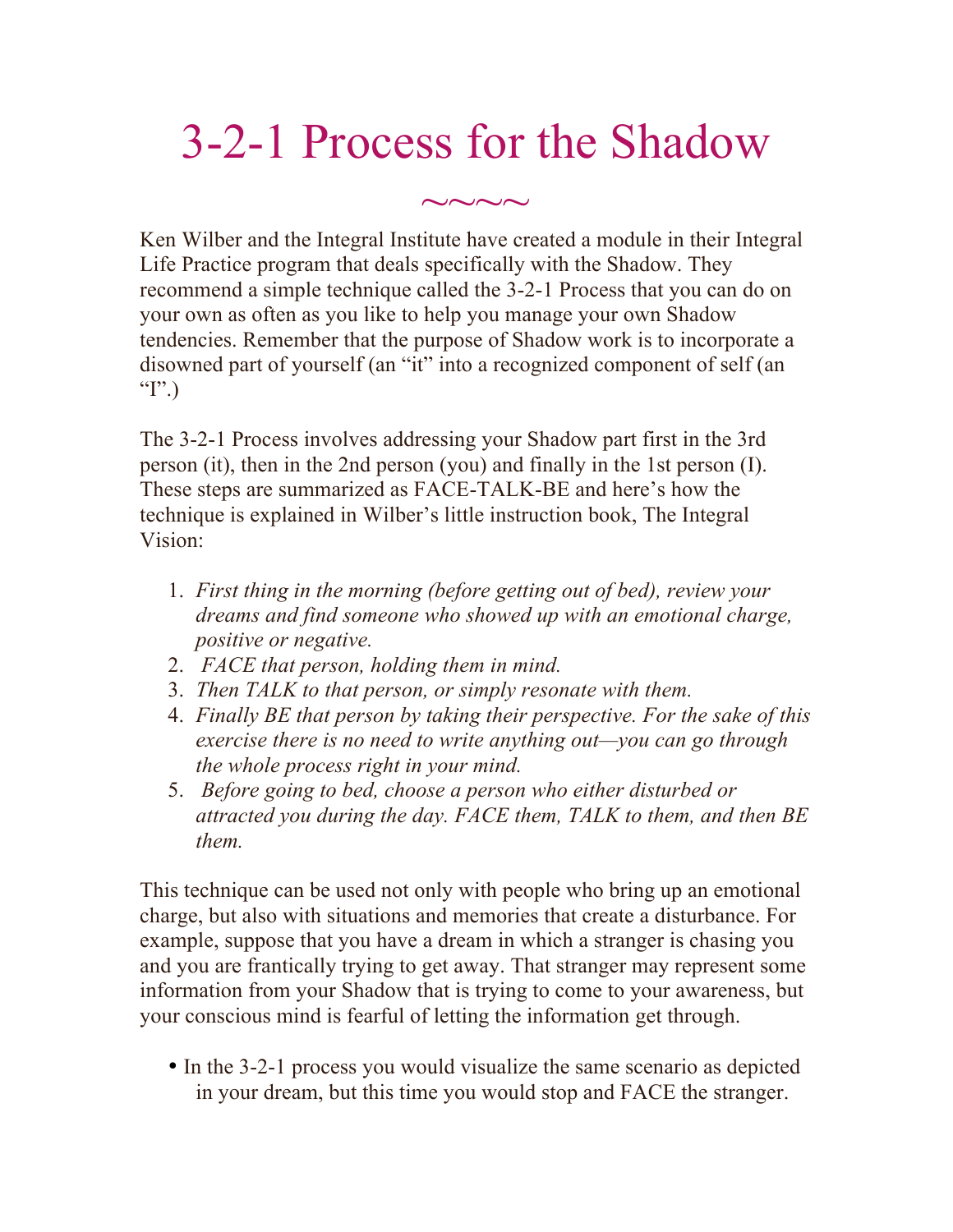# 3-2-1 Process for the Shadow

~~~~

Ken Wilber and the Integral Institute have created a module in their Integral Life Practice program that deals specifically with the Shadow. They recommend a simple technique called the 3-2-1 Process that you can do on your own as often as you like to help you manage your own Shadow tendencies. Remember that the purpose of Shadow work is to incorporate a disowned part of yourself (an "it" into a recognized component of self (an "I".)

The 3-2-1 Process involves addressing your Shadow part first in the 3rd person (it), then in the 2nd person (you) and finally in the 1st person (I). These steps are summarized as FACE-TALK-BE and here's how the technique is explained in Wilber's little instruction book, The Integral Vision:

1. *First thing in the morning (before getting out of bed), review your dreams and find someone who showed up with an emotional charge, positive or negative.*
2. *FACE that person, holding them in mind.*
3. *Then TALK to that person, or simply resonate with them.*
4. *Finally BE that person by taking their perspective. For the sake of this exercise there is no need to write anything out—you can go through the whole process right in your mind.*
5. *Before going to bed, choose a person who either disturbed or attracted you during the day. FACE them, TALK to them, and then BE them.*

This technique can be used not only with people who bring up an emotional charge, but also with situations and memories that create a disturbance. For example, suppose that you have a dream in which a stranger is chasing you and you are frantically trying to get away. That stranger may represent some information from your Shadow that is trying to come to your awareness, but your conscious mind is fearful of letting the information get through.

- In the 3-2-1 process you would visualize the same scenario as depicted in your dream, but this time you would stop and FACE the stranger.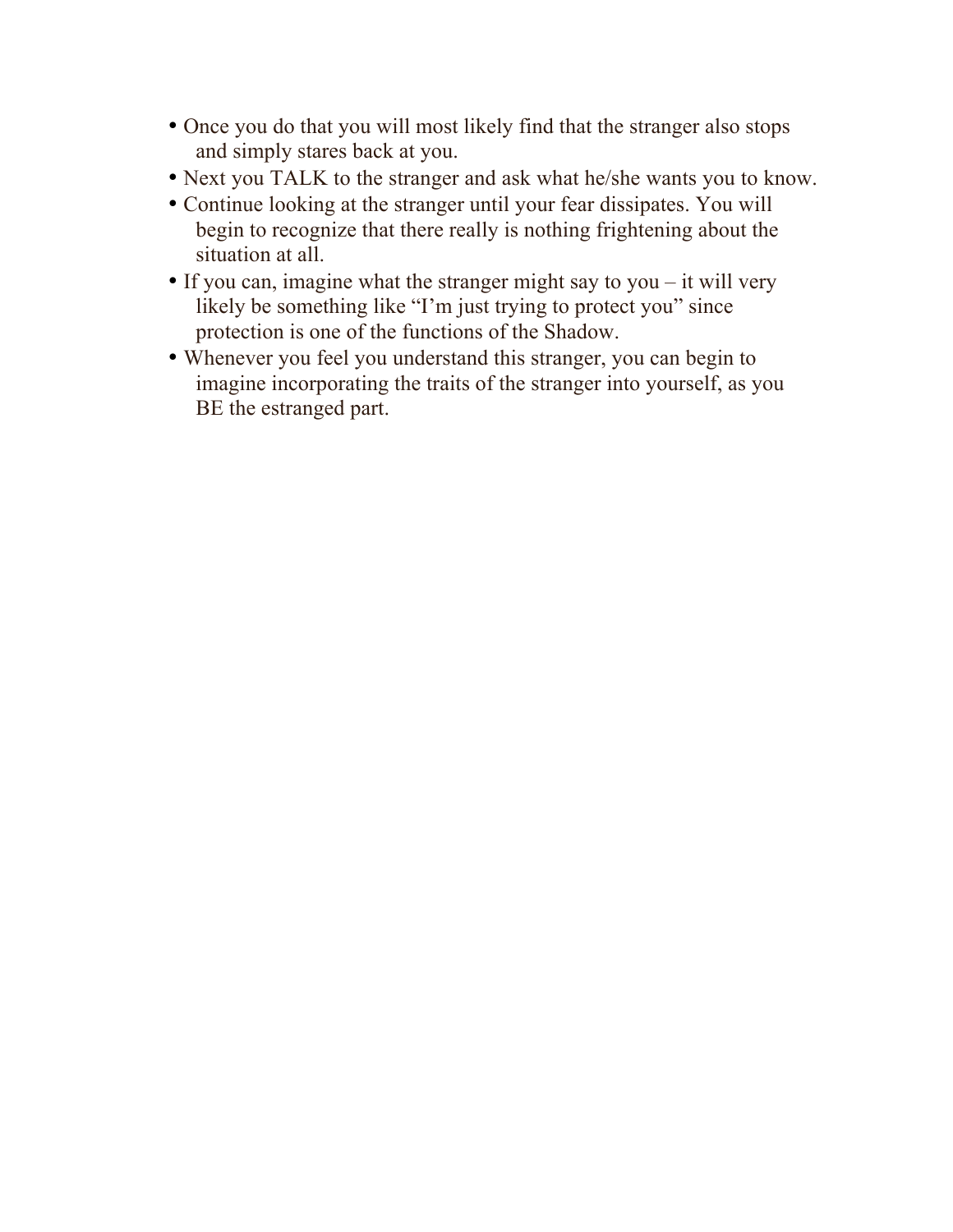- Once you do that you will most likely find that the stranger also stops and simply stares back at you.
- Next you TALK to the stranger and ask what he/she wants you to know.
- Continue looking at the stranger until your fear dissipates. You will begin to recognize that there really is nothing frightening about the situation at all.
- If you can, imagine what the stranger might say to you – it will very likely be something like "I'm just trying to protect you" since protection is one of the functions of the Shadow.
- Whenever you feel you understand this stranger, you can begin to imagine incorporating the traits of the stranger into yourself, as you BE the estranged part.